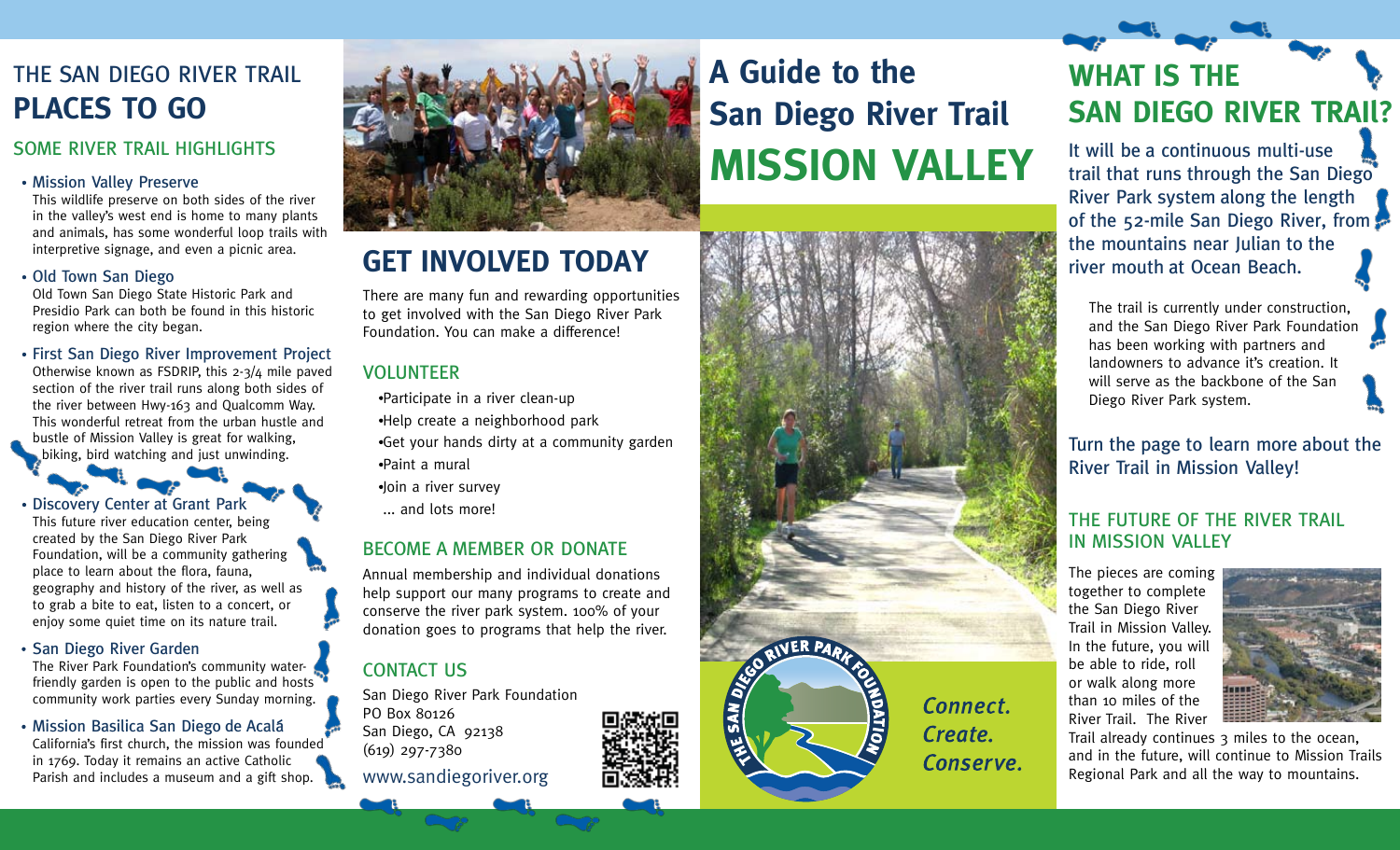# THE SAN DIEGO RIVER TRAIL PLACES TO GO

## SOME RIVER TRAIL HIGHLIGHTS

- **Mission Valley Preserve**
  This wildlife preserve on both sides of the river in the valley's west end is home to many plants and animals, has some wonderful loop trails with interpretive signage, and even a picnic area.

- **Old Town San Diego**
  Old Town San Diego State Historic Park and Presidio Park can both be found in this historic region where the city began.

- **First San Diego River Improvement Project**
  Otherwise known as FSDRIP, this 2-3/4 mile paved section of the river trail runs along both sides of the river between Hwy-163 and Qualcomm Way. This wonderful retreat from the urban hustle and bustle of Mission Valley is great for walking, biking, bird watching and just unwinding.

- **Discovery Center at Grant Park**
  This future river education center, being created by the San Diego River Park Foundation, will be a community gathering place to learn about the flora, fauna, geography and history of the river, as well as to grab a bite to eat, listen to a concert, or enjoy some quiet time on its nature trail.

- **San Diego River Garden**
  The River Park Foundation's community water-friendly garden is open to the public and hosts community work parties every Sunday morning.

- **Mission Basilica San Diego de Acalá**
  California's first church, the mission was founded in 1769. Today it remains an active Catholic Parish and includes a museum and a gift shop.

# GET INVOLVED TODAY

There are many fun and rewarding opportunities to get involved with the San Diego River Park Foundation. You can make a difference!

## VOLUNTEER

- Participate in a river clean-up
- Help create a neighborhood park
- Get your hands dirty at a community garden
- Paint a mural
- Join a river survey

... and lots more!

## BECOME A MEMBER OR DONATE

Annual membership and individual donations help support our many programs to create and conserve the river park system. 100% of your donation goes to programs that help the river.

## CONTACT US

San Diego River Park Foundation
PO Box 80126
San Diego, CA 92138
(619) 297-7380

www.sandiegoriver.org

# A Guide to the San Diego River Trail MISSION VALLEY

THE SAN DIEGO RIVER PARK FOUNDATION

*Connect.*
*Create.*
*Conserve.*

# WHAT IS THE SAN DIEGO RIVER TRAIL?

It will be a continuous multi-use trail that runs through the San Diego River Park system along the length of the 52-mile San Diego River, from the mountains near Julian to the river mouth at Ocean Beach.

The trail is currently under construction, and the San Diego River Park Foundation has been working with partners and landowners to advance it's creation. It will serve as the backbone of the San Diego River Park system.

Turn the page to learn more about the River Trail in Mission Valley!

## THE FUTURE OF THE RIVER TRAIL IN MISSION VALLEY

The pieces are coming together to complete the San Diego River Trail in Mission Valley. In the future, you will be able to ride, roll or walk along more than 10 miles of the River Trail. The River Trail already continues 3 miles to the ocean, and in the future, will continue to Mission Trails Regional Park and all the way to mountains.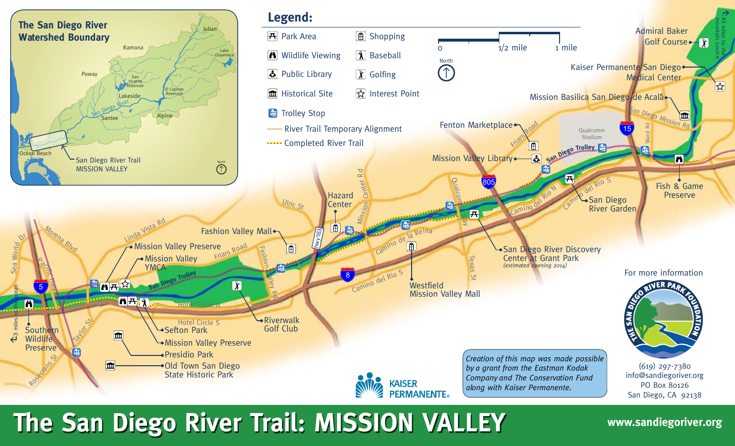# The San Diego River Trail: MISSION VALLEY

## The San Diego River Watershed Boundary

Julian
Ramona
Lake Cuyamaca
Poway
San Vicente Reservoir
Lakeside
El Capitan Reservoir
San Diego River
Santee
Alpine
Ocean Beach
San Diego River Trail MISSION VALLEY
North

## Legend:

- Park Area
- Wildlife Viewing
- Public Library
- Historical Site
- Trolley Stop
- Shopping
- Baseball
- Golfing
- Interest Point
- River Trail Temporary Alignment
- Completed River Trail

0 1/2 mile 1 mile

North

43 miles to the mountain source

Admiral Baker Golf Course

Kaiser Permanente San Diego Medical Center

Mission Basilica San Diego de Acalá

San Diego Mission Rd

Fenton Marketplace

Friars Road

Qualcomm Stadium

15

Ward Rd

Mission Valley Library

San Diego Trolley

805

Fish & Game Preserve

Camino del Rio S

San Diego River Garden

Camino del Rio N

Qualcomm Way

San Diego River Discovery Center at Grant Park
*(estimated opening 2014)*

Texas St

Hazard Center

Mission Center Rd

Ulric St

Fashion Valley Mall

hwy163

Camino de la Reina

Westfield Mission Valley Mall

8

Camino del Rio S

Linda Vista Rd

Mission Valley Preserve

Mission Valley YMCA

Friars Road

Fashion Valley Rd

Morena Blvd

Sea World Dr

Pacific Hwy

5

San Diego Trolley

Hotel Circle N

Hotel Circle S

Riverwalk Golf Club

3 miles to the ocean

Southern Wildlife Preserve

Taylor St

Sefton Park

Mission Valley Preserve

Presidio Park

Old Town San Diego State Historic Park

Rosecrans St

KAISER PERMANENTE

*Creation of this map was made possible by a grant from the Eastman Kodak Company and The Conservation Fund along with Kaiser Permanente.*

For more information

THE SAN DIEGO RIVER PARK FOUNDATION

(619) 297-7380
info@sandiegoriver.org
PO Box 80126
San Diego, CA 92138

www.sandiegoriver.org